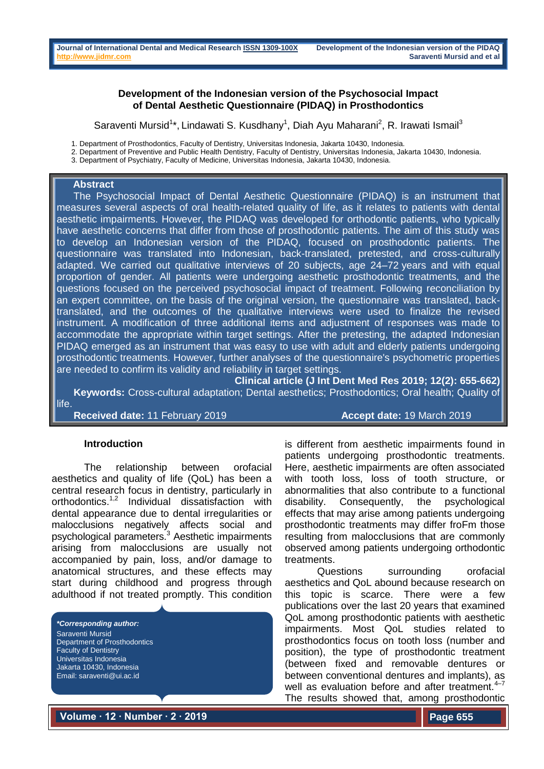# Development of the Indonesian version of the Psychosocial Impact of Dental Aesthetic Questionnaire (PIDAQ) in Prosthodontics

Saraventi Mursid[1]*, Lindawati S. Kusdhany[1], Diah Ayu Maharani[2], R. Irawati Ismail[3]

1. Department of Prosthodontics, Faculty of Dentistry, Universitas Indonesia, Jakarta 10430, Indonesia.
2. Department of Preventive and Public Health Dentistry, Faculty of Dentistry, Universitas Indonesia, Jakarta 10430, Indonesia.
3. Department of Psychiatry, Faculty of Medicine, Universitas Indonesia, Jakarta 10430, Indonesia.

## Abstract

The Psychosocial Impact of Dental Aesthetic Questionnaire (PIDAQ) is an instrument that measures several aspects of oral health-related quality of life, as it relates to patients with dental aesthetic impairments. However, the PIDAQ was developed for orthodontic patients, who typically have aesthetic concerns that differ from those of prosthodontic patients. The aim of this study was to develop an Indonesian version of the PIDAQ, focused on prosthodontic patients. The questionnaire was translated into Indonesian, back-translated, pretested, and cross-culturally adapted. We carried out qualitative interviews of 20 subjects, age 24–72 years and with equal proportion of gender. All patients were undergoing aesthetic prosthodontic treatments, and the questions focused on the perceived psychosocial impact of treatment. Following reconciliation by an expert committee, on the basis of the original version, the questionnaire was translated, back-translated, and the outcomes of the qualitative interviews were used to finalize the revised instrument. A modification of three additional items and adjustment of responses was made to accommodate the appropriate within target settings. After the pretesting, the adapted Indonesian PIDAQ emerged as an instrument that was easy to use with adult and elderly patients undergoing prosthodontic treatments. However, further analyses of the questionnaire's psychometric properties are needed to confirm its validity and reliability in target settings.

**Clinical article (J Int Dent Med Res 2019; 12(2): 655-662)**

**Keywords:** Cross-cultural adaptation; Dental aesthetics; Prosthodontics; Oral health; Quality of life.

**Received date:** 11 February 2019 **Accept date:** 19 March 2019

## Introduction

The relationship between orofacial aesthetics and quality of life (QoL) has been a central research focus in dentistry, particularly in orthodontics.[1,2] Individual dissatisfaction with dental appearance due to dental irregularities or malocclusions negatively affects social and psychological parameters.[3] Aesthetic impairments arising from malocclusions are usually not accompanied by pain, loss, and/or damage to anatomical structures, and these effects may start during childhood and progress through adulthood if not treated promptly. This condition is different from aesthetic impairments found in patients undergoing prosthodontic treatments. Here, aesthetic impairments are often associated with tooth loss, loss of tooth structure, or abnormalities that also contribute to a functional disability. Consequently, the psychological effects that may arise among patients undergoing prosthodontic treatments may differ froFm those resulting from malocclusions that are commonly observed among patients undergoing orthodontic treatments.

Questions surrounding orofacial aesthetics and QoL abound because research on this topic is scarce. There were a few publications over the last 20 years that examined QoL among prosthodontic patients with aesthetic impairments. Most QoL studies related to prosthodontics focus on tooth loss (number and position), the type of prosthodontic treatment (between fixed and removable dentures or between conventional dentures and implants), as well as evaluation before and after treatment.[4–7] The results showed that, among prosthodontic

***Corresponding author:***
Saraventi Mursid
Department of Prosthodontics
Faculty of Dentistry
Universitas Indonesia
Jakarta 10430, Indonesia
Email: saraventi@ui.ac.id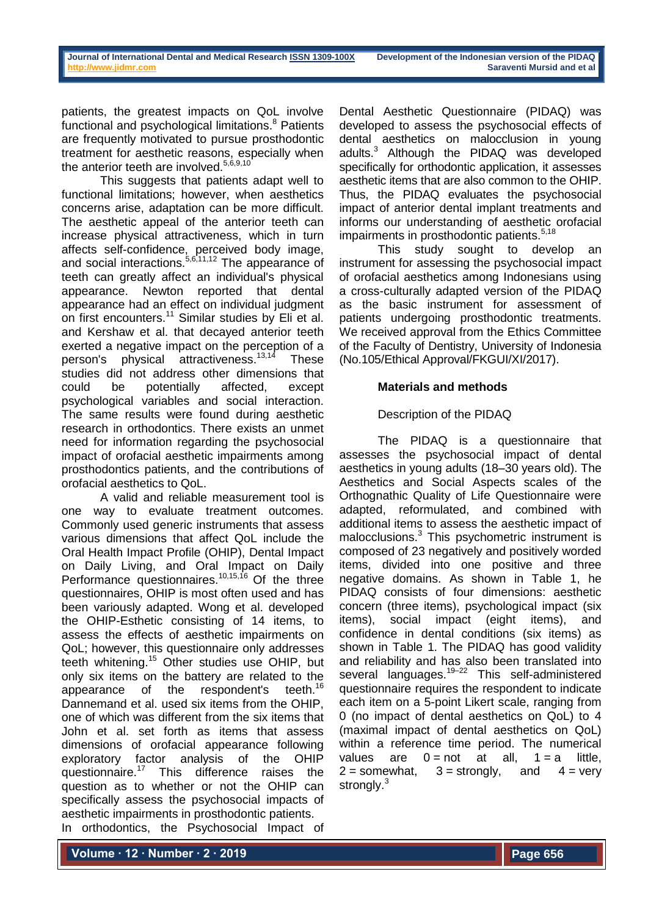patients, the greatest impacts on QoL involve functional and psychological limitations.[8] Patients are frequently motivated to pursue prosthodontic treatment for aesthetic reasons, especially when the anterior teeth are involved.[5,6,9,10]

This suggests that patients adapt well to functional limitations; however, when aesthetics concerns arise, adaptation can be more difficult. The aesthetic appeal of the anterior teeth can increase physical attractiveness, which in turn affects self-confidence, perceived body image, and social interactions.[5,6,11,12] The appearance of teeth can greatly affect an individual's physical appearance. Newton reported that dental appearance had an effect on individual judgment on first encounters.[11] Similar studies by Eli et al. and Kershaw et al. that decayed anterior teeth exerted a negative impact on the perception of a person's physical attractiveness.[13,14] These studies did not address other dimensions that could be potentially affected, except psychological variables and social interaction. The same results were found during aesthetic research in orthodontics. There exists an unmet need for information regarding the psychosocial impact of orofacial aesthetic impairments among prosthodontics patients, and the contributions of orofacial aesthetics to QoL.

A valid and reliable measurement tool is one way to evaluate treatment outcomes. Commonly used generic instruments that assess various dimensions that affect QoL include the Oral Health Impact Profile (OHIP), Dental Impact on Daily Living, and Oral Impact on Daily Performance questionnaires.[10,15,16] Of the three questionnaires, OHIP is most often used and has been variously adapted. Wong et al. developed the OHIP-Esthetic consisting of 14 items, to assess the effects of aesthetic impairments on QoL; however, this questionnaire only addresses teeth whitening.[15] Other studies use OHIP, but only six items on the battery are related to the appearance of the respondent's teeth.[16] Dannemand et al. used six items from the OHIP, one of which was different from the six items that John et al. set forth as items that assess dimensions of orofacial appearance following exploratory factor analysis of the OHIP questionnaire.[17] This difference raises the question as to whether or not the OHIP can specifically assess the psychosocial impacts of aesthetic impairments in prosthodontic patients.

In orthodontics, the Psychosocial Impact of Dental Aesthetic Questionnaire (PIDAQ) was developed to assess the psychosocial effects of dental aesthetics on malocclusion in young adults.[3] Although the PIDAQ was developed specifically for orthodontic application, it assesses aesthetic items that are also common to the OHIP. Thus, the PIDAQ evaluates the psychosocial impact of anterior dental implant treatments and informs our understanding of aesthetic orofacial impairments in prosthodontic patients.[5,18]

This study sought to develop an instrument for assessing the psychosocial impact of orofacial aesthetics among Indonesians using a cross-culturally adapted version of the PIDAQ as the basic instrument for assessment of patients undergoing prosthodontic treatments. We received approval from the Ethics Committee of the Faculty of Dentistry, University of Indonesia (No.105/Ethical Approval/FKGUI/XI/2017).

## Materials and methods

### Description of the PIDAQ

The PIDAQ is a questionnaire that assesses the psychosocial impact of dental aesthetics in young adults (18–30 years old). The Aesthetics and Social Aspects scales of the Orthognathic Quality of Life Questionnaire were adapted, reformulated, and combined with additional items to assess the aesthetic impact of malocclusions.[3] This psychometric instrument is composed of 23 negatively and positively worded items, divided into one positive and three negative domains. As shown in Table 1, he PIDAQ consists of four dimensions: aesthetic concern (three items), psychological impact (six items), social impact (eight items), and confidence in dental conditions (six items) as shown in Table 1. The PIDAQ has good validity and reliability and has also been translated into several languages.[19–22] This self-administered questionnaire requires the respondent to indicate each item on a 5-point Likert scale, ranging from 0 (no impact of dental aesthetics on QoL) to 4 (maximal impact of dental aesthetics on QoL) within a reference time period. The numerical values are 0 = not at all, 1 = a little, 2 = somewhat, 3 = strongly, and 4 = very strongly.[3]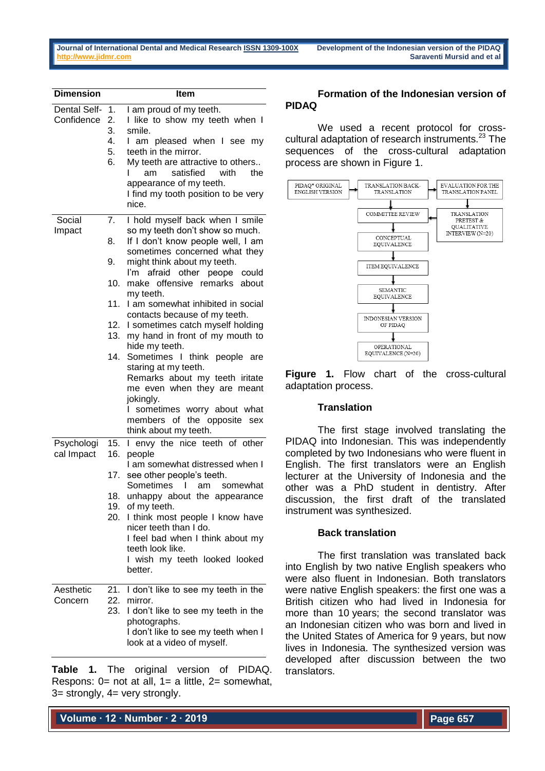| Dimension | Item |
|---|---|
| Dental Self-Confidence | 1. I am proud of my teeth. |
| | 2. I like to show my teeth when I smile. |
| | 3. I am pleased when I see my teeth in the mirror. |
| | 4. My teeth are attractive to others.. |
| | 5. I am satisfied with the appearance of my teeth. |
| | 6. I find my tooth position to be very nice. |
| Social Impact | 7. I hold myself back when I smile so my teeth don't show so much. |
| | 8. If I don't know people well, I am sometimes concerned what they might think about my teeth. |
| | 9. I'm afraid other peope could make offensive remarks about my teeth. |
| | 10. I am somewhat inhibited in social contacts because of my teeth. |
| | 11. I sometimes catch myself holding my hand in front of my mouth to hide my teeth. |
| | 12. Sometimes I think people are staring at my teeth. |
| | 13. Remarks about my teeth iritate me even when they are meant jokingly. |
| | 14. I sometimes worry about what members of the opposite sex think about my teeth. |
| Psychological Impact | 15. I envy the nice teeth of other people |
| | 16. I am somewhat distressed when I see other people's teeth. |
| | 17. Sometimes I am somewhat unhappy about the appearance of my teeth. |
| | 18. I think most people I know have nicer teeth than I do. |
| | 19. I feel bad when I think about my teeth look like. |
| | 20. I wish my teeth looked looked better. |
| Aesthetic Concern | 21. I don't like to see my teeth in the mirror. |
| | 22. I don't like to see my teeth in the photographs. |
| | 23. I don't like to see my teeth when I look at a video of myself. |

**Table 1.** The original version of PIDAQ. Respons: 0= not at all, 1= a little, 2= somewhat, 3= strongly, 4= very strongly.

## Formation of the Indonesian version of PIDAQ

We used a recent protocol for cross-cultural adaptation of research instruments.[23] The sequences of the cross-cultural adaptation process are shown in Figure 1.

PIDAQ* ORIGINAL ENGLISH VERSION → TRANSLATION/BACK-TRANSLATION → EVALUATION FOR THE TRANSLATION PANEL → TRANSLATION PRETEST & QUALITATIVE INTERVIEW (N=20) → COMMITTEE REVIEW → CONCEPTUAL EQUIVALENCE → ITEM EQUIVALENCE → SEMANTIC EQUIVALENCE → INDONESIAN VERSION OF PIDAQ → OPERATIONAL EQUIVALENCE (N=20)

**Figure 1.** Flow chart of the cross-cultural adaptation process.

### Translation

The first stage involved translating the PIDAQ into Indonesian. This was independently completed by two Indonesians who were fluent in English. The first translators were an English lecturer at the University of Indonesia and the other was a PhD student in dentistry. After discussion, the first draft of the translated instrument was synthesized.

### Back translation

The first translation was translated back into English by two native English speakers who were also fluent in Indonesian. Both translators were native English speakers: the first one was a British citizen who had lived in Indonesia for more than 10 years; the second translator was an Indonesian citizen who was born and lived in the United States of America for 9 years, but now lives in Indonesia. The synthesized version was developed after discussion between the two translators.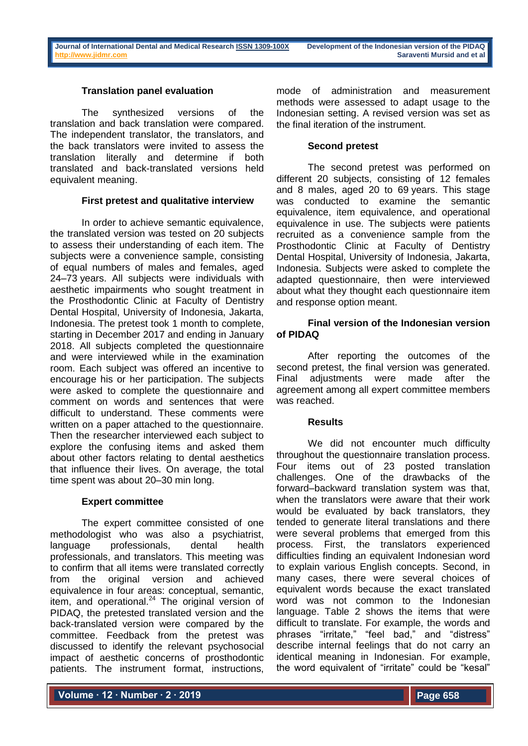### Translation panel evaluation

The synthesized versions of the translation and back translation were compared. The independent translator, the translators, and the back translators were invited to assess the translation literally and determine if both translated and back-translated versions held equivalent meaning.

### First pretest and qualitative interview

In order to achieve semantic equivalence, the translated version was tested on 20 subjects to assess their understanding of each item. The subjects were a convenience sample, consisting of equal numbers of males and females, aged 24–73 years. All subjects were individuals with aesthetic impairments who sought treatment in the Prosthodontic Clinic at Faculty of Dentistry Dental Hospital, University of Indonesia, Jakarta, Indonesia. The pretest took 1 month to complete, starting in December 2017 and ending in January 2018. All subjects completed the questionnaire and were interviewed while in the examination room. Each subject was offered an incentive to encourage his or her participation. The subjects were asked to complete the questionnaire and comment on words and sentences that were difficult to understand. These comments were written on a paper attached to the questionnaire. Then the researcher interviewed each subject to explore the confusing items and asked them about other factors relating to dental aesthetics that influence their lives. On average, the total time spent was about 20–30 min long.

### Expert committee

The expert committee consisted of one methodologist who was also a psychiatrist, language professionals, dental health professionals, and translators. This meeting was to confirm that all items were translated correctly from the original version and achieved equivalence in four areas: conceptual, semantic, item, and operational.[24] The original version of PIDAQ, the pretested translated version and the back-translated version were compared by the committee. Feedback from the pretest was discussed to identify the relevant psychosocial impact of aesthetic concerns of prosthodontic patients. The instrument format, instructions, mode of administration and measurement methods were assessed to adapt usage to the Indonesian setting. A revised version was set as the final iteration of the instrument.

### Second pretest

The second pretest was performed on different 20 subjects, consisting of 12 females and 8 males, aged 20 to 69 years. This stage was conducted to examine the semantic equivalence, item equivalence, and operational equivalence in use. The subjects were patients recruited as a convenience sample from the Prosthodontic Clinic at Faculty of Dentistry Dental Hospital, University of Indonesia, Jakarta, Indonesia. Subjects were asked to complete the adapted questionnaire, then were interviewed about what they thought each questionnaire item and response option meant.

### Final version of the Indonesian version of PIDAQ

After reporting the outcomes of the second pretest, the final version was generated. Final adjustments were made after the agreement among all expert committee members was reached.

## Results

We did not encounter much difficulty throughout the questionnaire translation process. Four items out of 23 posted translation challenges. One of the drawbacks of the forward–backward translation system was that, when the translators were aware that their work would be evaluated by back translators, they tended to generate literal translations and there were several problems that emerged from this process. First, the translators experienced difficulties finding an equivalent Indonesian word to explain various English concepts. Second, in many cases, there were several choices of equivalent words because the exact translated word was not common to the Indonesian language. Table 2 shows the items that were difficult to translate. For example, the words and phrases "irritate," "feel bad," and "distress" describe internal feelings that do not carry an identical meaning in Indonesian. For example, the word equivalent of "irritate" could be "kesal"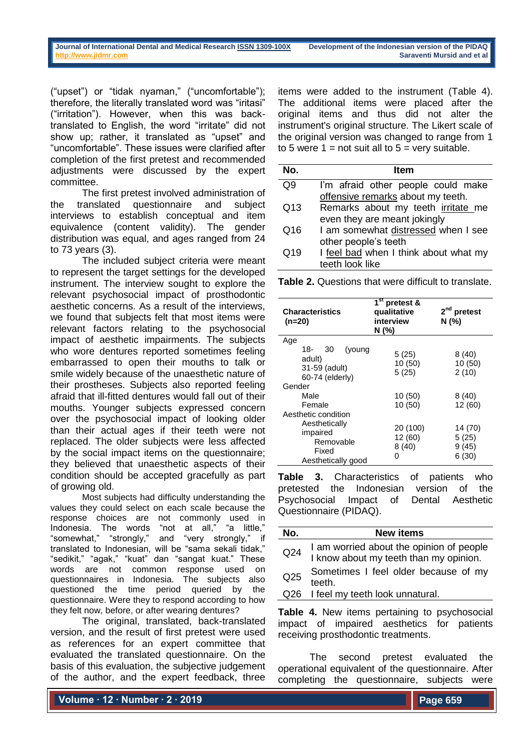("upset") or "tidak nyaman," ("uncomfortable"); therefore, the literally translated word was "iritasi" ("irritation"). However, when this was back-translated to English, the word "irritate" did not show up; rather, it translated as "upset" and "uncomfortable". These issues were clarified after completion of the first pretest and recommended adjustments were discussed by the expert committee.

The first pretest involved administration of the translated questionnaire and subject interviews to establish conceptual and item equivalence (content validity). The gender distribution was equal, and ages ranged from 24 to 73 years (3).

The included subject criteria were meant to represent the target settings for the developed instrument. The interview sought to explore the relevant psychosocial impact of prosthodontic aesthetic concerns. As a result of the interviews, we found that subjects felt that most items were relevant factors relating to the psychosocial impact of aesthetic impairments. The subjects who wore dentures reported sometimes feeling embarrassed to open their mouths to talk or smile widely because of the unaesthetic nature of their prostheses. Subjects also reported feeling afraid that ill-fitted dentures would fall out of their mouths. Younger subjects expressed concern over the psychosocial impact of looking older than their actual ages if their teeth were not replaced. The older subjects were less affected by the social impact items on the questionnaire; they believed that unaesthetic aspects of their condition should be accepted gracefully as part of growing old.

Most subjects had difficulty understanding the values they could select on each scale because the response choices are not commonly used in Indonesia. The words "not at all," "a little," "somewhat," "strongly," and "very strongly," if translated to Indonesian, will be "sama sekali tidak," "sedikit," "agak," "kuat" dan "sangat kuat." These words are not common response used on questionnaires in Indonesia. The subjects also questioned the time period queried by the questionnaire. Were they to respond according to how they felt now, before, or after wearing dentures?

The original, translated, back-translated version, and the result of first pretest were used as references for an expert committee that evaluated the translated questionnaire. On the basis of this evaluation, the subjective judgement of the author, and the expert feedback, three items were added to the instrument (Table 4). The additional items were placed after the original items and thus did not alter the instrument's original structure. The Likert scale of the original version was changed to range from 1 to 5 were 1 = not suit all to 5 = very suitable.

| No. | Item |
|---|---|
| Q9 | I'm afraid other people could make offensive remarks about my teeth. |
| Q13 | Remarks about my teeth irritate me even they are meant jokingly |
| Q16 | I am somewhat distressed when I see other people's teeth |
| Q19 | I feel bad when I think about what my teeth look like |

**Table 2.** Questions that were difficult to translate.

| Characteristics (n=20) | 1st pretest & qualitative interview N (%) | 2nd pretest N (%) |
|---|---|---|
| Age | | |
| 18- 30 (young adult) | 5 (25) | 8 (40) |
| 31-59 (adult) | 10 (50) | 10 (50) |
| 60-74 (elderly) | 5 (25) | 2 (10) |
| Gender | | |
| Male | 10 (50) | 8 (40) |
| Female | 10 (50) | 12 (60) |
| Aesthetic condition | | |
| Aesthetically impaired | 20 (100) | 14 (70) |
| Removable | 12 (60) | 5 (25) |
| Fixed | 8 (40) | 9 (45) |
| Aesthetically good | 0 | 6 (30) |

**Table 3.** Characteristics of patients who pretested the Indonesian version of the Psychosocial Impact of Dental Aesthetic Questionnaire (PIDAQ).

| No. | New items |
|---|---|
| Q24 | I am worried about the opinion of people I know about my teeth than my opinion. |
| Q25 | Sometimes I feel older because of my teeth. |
| Q26 | I feel my teeth look unnatural. |

**Table 4.** New items pertaining to psychosocial impact of impaired aesthetics for patients receiving prosthodontic treatments.

The second pretest evaluated the operational equivalent of the questionnaire. After completing the questionnaire, subjects were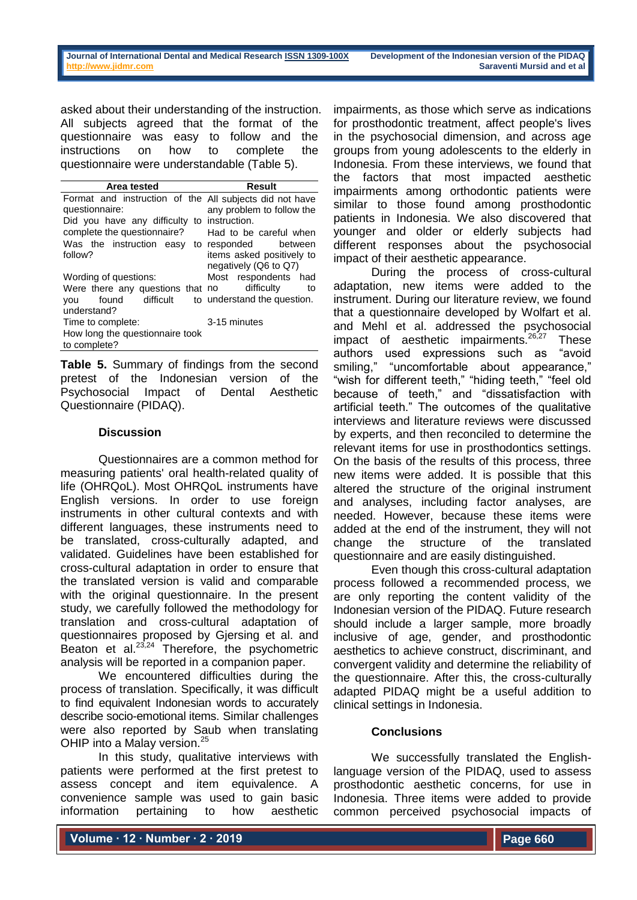asked about their understanding of the instruction. All subjects agreed that the format of the questionnaire was easy to follow and the instructions on how to complete the questionnaire were understandable (Table 5).

| Area tested | Result |
|---|---|
| Format and instruction of the questionnaire: Did you have any difficulty to complete the questionnaire? Was the instruction easy to follow? | All subjects did not have any problem to follow the instruction. Had to be careful when responded between items asked positively to negatively (Q6 to Q7) |
| Wording of questions: Were there any questions that you found difficult to understand? | Most respondents had no difficulty to understand the question. |
| Time to complete: How long the questionnaire took to complete? | 3-15 minutes |

**Table 5.** Summary of findings from the second pretest of the Indonesian version of the Psychosocial Impact of Dental Aesthetic Questionnaire (PIDAQ).

### Discussion

Questionnaires are a common method for measuring patients' oral health-related quality of life (OHRQoL). Most OHRQoL instruments have English versions. In order to use foreign instruments in other cultural contexts and with different languages, these instruments need to be translated, cross-culturally adapted, and validated. Guidelines have been established for cross-cultural adaptation in order to ensure that the translated version is valid and comparable with the original questionnaire. In the present study, we carefully followed the methodology for translation and cross-cultural adaptation of questionnaires proposed by Gjersing et al. and Beaton et al.[23,24] Therefore, the psychometric analysis will be reported in a companion paper.

We encountered difficulties during the process of translation. Specifically, it was difficult to find equivalent Indonesian words to accurately describe socio-emotional items. Similar challenges were also reported by Saub when translating OHIP into a Malay version.[25]

In this study, qualitative interviews with patients were performed at the first pretest to assess concept and item equivalence. A convenience sample was used to gain basic information pertaining to how aesthetic impairments, as those which serve as indications for prosthodontic treatment, affect people's lives in the psychosocial dimension, and across age groups from young adolescents to the elderly in Indonesia. From these interviews, we found that the factors that most impacted aesthetic impairments among orthodontic patients were similar to those found among prosthodontic patients in Indonesia. We also discovered that younger and older or elderly subjects had different responses about the psychosocial impact of their aesthetic appearance.

During the process of cross-cultural adaptation, new items were added to the instrument. During our literature review, we found that a questionnaire developed by Wolfart et al. and Mehl et al. addressed the psychosocial impact of aesthetic impairments.[26,27] These authors used expressions such as "avoid smiling," "uncomfortable about appearance," "wish for different teeth," "hiding teeth," "feel old because of teeth," and "dissatisfaction with artificial teeth." The outcomes of the qualitative interviews and literature reviews were discussed by experts, and then reconciled to determine the relevant items for use in prosthodontics settings. On the basis of the results of this process, three new items were added. It is possible that this altered the structure of the original instrument and analyses, including factor analyses, are needed. However, because these items were added at the end of the instrument, they will not change the structure of the translated questionnaire and are easily distinguished.

Even though this cross-cultural adaptation process followed a recommended process, we are only reporting the content validity of the Indonesian version of the PIDAQ. Future research should include a larger sample, more broadly inclusive of age, gender, and prosthodontic aesthetics to achieve construct, discriminant, and convergent validity and determine the reliability of the questionnaire. After this, the cross-culturally adapted PIDAQ might be a useful addition to clinical settings in Indonesia.

### Conclusions

We successfully translated the English-language version of the PIDAQ, used to assess prosthodontic aesthetic concerns, for use in Indonesia. Three items were added to provide common perceived psychosocial impacts of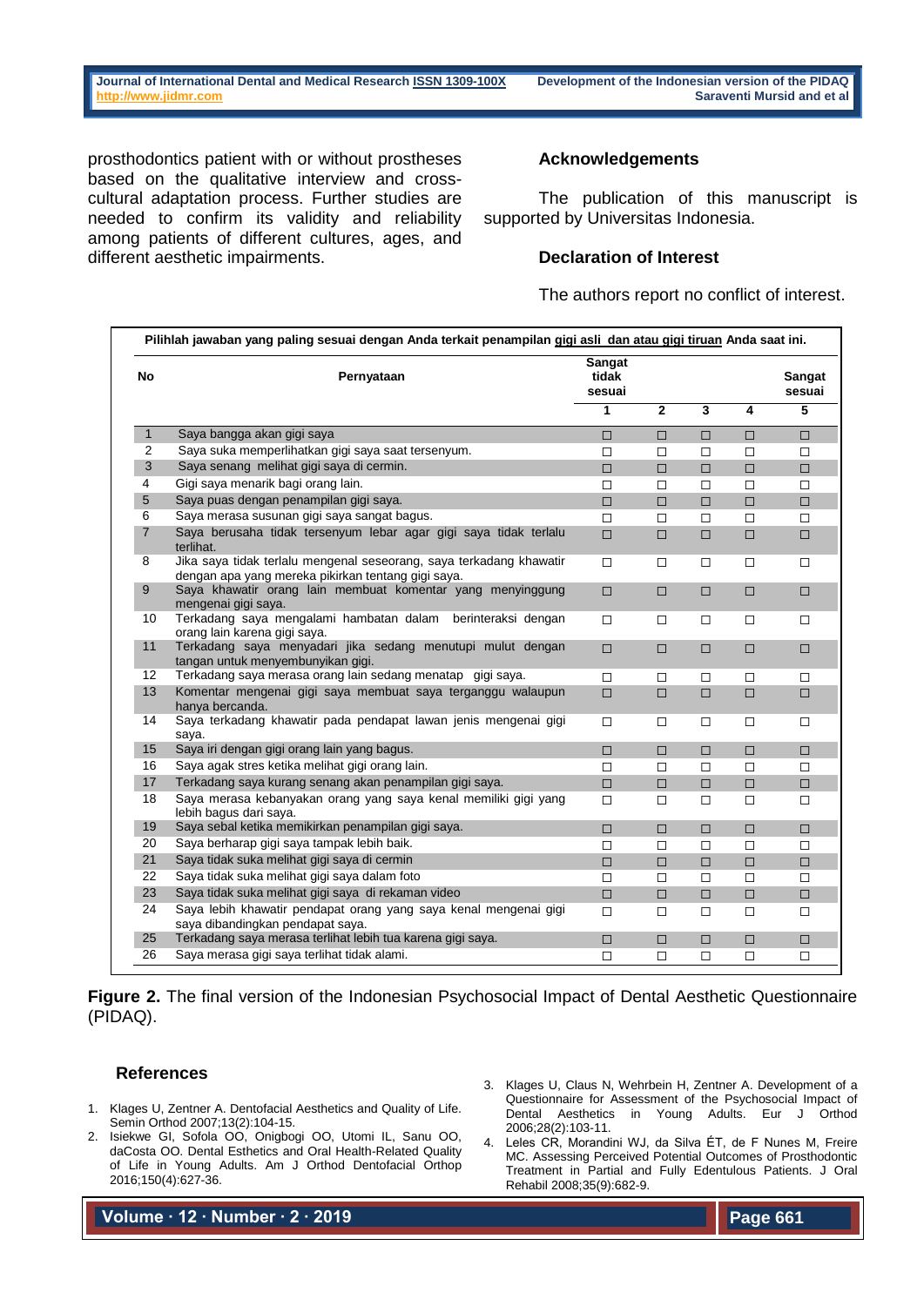prosthodontics patient with or without prostheses based on the qualitative interview and cross-cultural adaptation process. Further studies are needed to confirm its validity and reliability among patients of different cultures, ages, and different aesthetic impairments.

## Acknowledgements

The publication of this manuscript is supported by Universitas Indonesia.

## Declaration of Interest

The authors report no conflict of interest.

**Pilihlah jawaban yang paling sesuai dengan Anda terkait penampilan gigi asli dan atau gigi tiruan Anda saat ini.**

| No | Pernyataan | Sangat tidak sesuai 1 | 2 | 3 | 4 | Sangat sesuai 5 |
|---|---|---|---|---|---|---|
| 1 | Saya bangga akan gigi saya | □ | □ | □ | □ | □ |
| 2 | Saya suka memperlihatkan gigi saya saat tersenyum. | □ | □ | □ | □ | □ |
| 3 | Saya senang melihat gigi saya di cermin. | □ | □ | □ | □ | □ |
| 4 | Gigi saya menarik bagi orang lain. | □ | □ | □ | □ | □ |
| 5 | Saya puas dengan penampilan gigi saya. | □ | □ | □ | □ | □ |
| 6 | Saya merasa susunan gigi saya sangat bagus. | □ | □ | □ | □ | □ |
| 7 | Saya berusaha tidak tersenyum lebar agar gigi saya tidak terlalu terlihat. | □ | □ | □ | □ | □ |
| 8 | Jika saya tidak terlalu mengenal seseorang, saya terkadang khawatir dengan apa yang mereka pikirkan tentang gigi saya. | □ | □ | □ | □ | □ |
| 9 | Saya khawatir orang lain membuat komentar yang menyinggung mengenai gigi saya. | □ | □ | □ | □ | □ |
| 10 | Terkadang saya mengalami hambatan dalam berinteraksi dengan orang lain karena gigi saya. | □ | □ | □ | □ | □ |
| 11 | Terkadang saya menyadari jika sedang menutupi mulut dengan tangan untuk menyembunyikan gigi. | □ | □ | □ | □ | □ |
| 12 | Terkadang saya merasa orang lain sedang menatap gigi saya. | □ | □ | □ | □ | □ |
| 13 | Komentar mengenai gigi saya membuat saya terganggu walaupun hanya bercanda. | □ | □ | □ | □ | □ |
| 14 | Saya terkadang khawatir pada pendapat lawan jenis mengenai gigi saya. | □ | □ | □ | □ | □ |
| 15 | Saya iri dengan gigi orang lain yang bagus. | □ | □ | □ | □ | □ |
| 16 | Saya agak stres ketika melihat gigi orang lain. | □ | □ | □ | □ | □ |
| 17 | Terkadang saya kurang senang akan penampilan gigi saya. | □ | □ | □ | □ | □ |
| 18 | Saya merasa kebanyakan orang yang saya kenal memiliki gigi yang lebih bagus dari saya. | □ | □ | □ | □ | □ |
| 19 | Saya sebal ketika memikirkan penampilan gigi saya. | □ | □ | □ | □ | □ |
| 20 | Saya berharap gigi saya tampak lebih baik. | □ | □ | □ | □ | □ |
| 21 | Saya tidak suka melihat gigi saya di cermin | □ | □ | □ | □ | □ |
| 22 | Saya tidak suka melihat gigi saya dalam foto | □ | □ | □ | □ | □ |
| 23 | Saya tidak suka melihat gigi saya di rekaman video | □ | □ | □ | □ | □ |
| 24 | Saya lebih khawatir pendapat orang yang saya kenal mengenai gigi saya dibandingkan pendapat saya. | □ | □ | □ | □ | □ |
| 25 | Terkadang saya merasa terlihat lebih tua karena gigi saya. | □ | □ | □ | □ | □ |
| 26 | Saya merasa gigi saya terlihat tidak alami. | □ | □ | □ | □ | □ |

**Figure 2.** The final version of the Indonesian Psychosocial Impact of Dental Aesthetic Questionnaire (PIDAQ).

## References

1. Klages U, Zentner A. Dentofacial Aesthetics and Quality of Life. Semin Orthod 2007;13(2):104-15.
2. Isiekwe GI, Sofola OO, Onigbogi OO, Utomi IL, Sanu OO, daCosta OO. Dental Esthetics and Oral Health-Related Quality of Life in Young Adults. Am J Orthod Dentofacial Orthop 2016;150(4):627-36.
3. Klages U, Claus N, Wehrbein H, Zentner A. Development of a Questionnaire for Assessment of the Psychosocial Impact of Dental Aesthetics in Young Adults. Eur J Orthod 2006;28(2):103-11.
4. Leles CR, Morandini WJ, da Silva ÉT, de F Nunes M, Freire MC. Assessing Perceived Potential Outcomes of Prosthodontic Treatment in Partial and Fully Edentulous Patients. J Oral Rehabil 2008;35(9):682-9.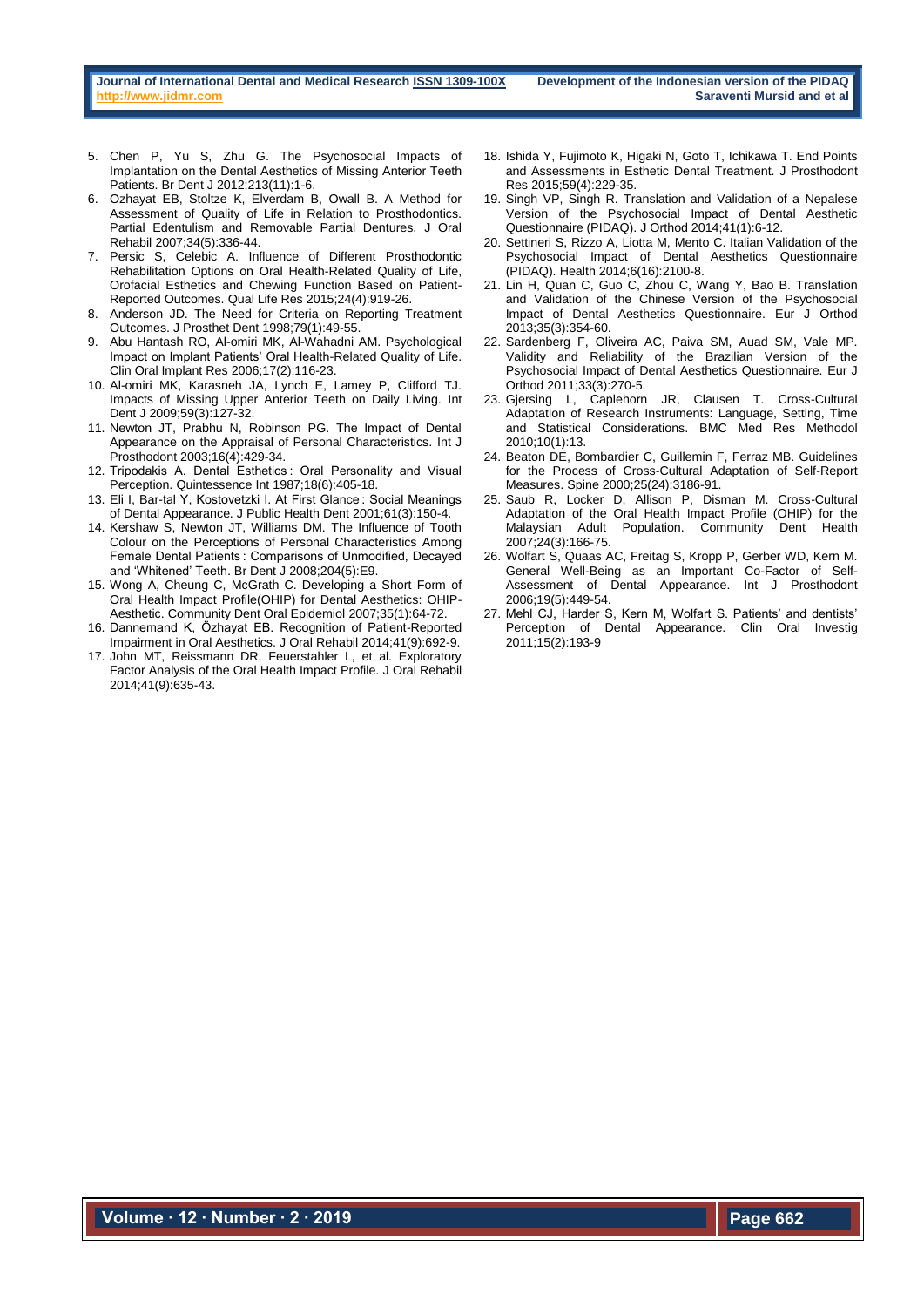5. Chen P, Yu S, Zhu G. The Psychosocial Impacts of Implantation on the Dental Aesthetics of Missing Anterior Teeth Patients. Br Dent J 2012;213(11):1-6.
6. Ozhayat EB, Stoltze K, Elverdam B, Owall B. A Method for Assessment of Quality of Life in Relation to Prosthodontics. Partial Edentulism and Removable Partial Dentures. J Oral Rehabil 2007;34(5):336-44.
7. Persic S, Celebic A. Influence of Different Prosthodontic Rehabilitation Options on Oral Health-Related Quality of Life, Orofacial Esthetics and Chewing Function Based on Patient-Reported Outcomes. Qual Life Res 2015;24(4):919-26.
8. Anderson JD. The Need for Criteria on Reporting Treatment Outcomes. J Prosthet Dent 1998;79(1):49-55.
9. Abu Hantash RO, Al-omiri MK, Al-Wahadni AM. Psychological Impact on Implant Patients' Oral Health-Related Quality of Life. Clin Oral Implant Res 2006;17(2):116-23.
10. Al-omiri MK, Karasneh JA, Lynch E, Lamey P, Clifford TJ. Impacts of Missing Upper Anterior Teeth on Daily Living. Int Dent J 2009;59(3):127-32.
11. Newton JT, Prabhu N, Robinson PG. The Impact of Dental Appearance on the Appraisal of Personal Characteristics. Int J Prosthodont 2003;16(4):429-34.
12. Tripodakis A. Dental Esthetics : Oral Personality and Visual Perception. Quintessence Int 1987;18(6):405-18.
13. Eli I, Bar-tal Y, Kostovetzki I. At First Glance : Social Meanings of Dental Appearance. J Public Health Dent 2001;61(3):150-4.
14. Kershaw S, Newton JT, Williams DM. The Influence of Tooth Colour on the Perceptions of Personal Characteristics Among Female Dental Patients : Comparisons of Unmodified, Decayed and 'Whitened' Teeth. Br Dent J 2008;204(5):E9.
15. Wong A, Cheung C, McGrath C. Developing a Short Form of Oral Health Impact Profile(OHIP) for Dental Aesthetics: OHIP-Aesthetic. Community Dent Oral Epidemiol 2007;35(1):64-72.
16. Dannemand K, Özhayat EB. Recognition of Patient-Reported Impairment in Oral Aesthetics. J Oral Rehabil 2014;41(9):692-9.
17. John MT, Reissmann DR, Feuerstahler L, et al. Exploratory Factor Analysis of the Oral Health Impact Profile. J Oral Rehabil 2014;41(9):635-43.
18. Ishida Y, Fujimoto K, Higaki N, Goto T, Ichikawa T. End Points and Assessments in Esthetic Dental Treatment. J Prosthodont Res 2015;59(4):229-35.
19. Singh VP, Singh R. Translation and Validation of a Nepalese Version of the Psychosocial Impact of Dental Aesthetic Questionnaire (PIDAQ). J Orthod 2014;41(1):6-12.
20. Settineri S, Rizzo A, Liotta M, Mento C. Italian Validation of the Psychosocial Impact of Dental Aesthetics Questionnaire (PIDAQ). Health 2014;6(16):2100-8.
21. Lin H, Quan C, Guo C, Zhou C, Wang Y, Bao B. Translation and Validation of the Chinese Version of the Psychosocial Impact of Dental Aesthetics Questionnaire. Eur J Orthod 2013;35(3):354-60.
22. Sardenberg F, Oliveira AC, Paiva SM, Auad SM, Vale MP. Validity and Reliability of the Brazilian Version of the Psychosocial Impact of Dental Aesthetics Questionnaire. Eur J Orthod 2011;33(3):270-5.
23. Gjersing L, Caplehorn JR, Clausen T. Cross-Cultural Adaptation of Research Instruments: Language, Setting, Time and Statistical Considerations. BMC Med Res Methodol 2010;10(1):13.
24. Beaton DE, Bombardier C, Guillemin F, Ferraz MB. Guidelines for the Process of Cross-Cultural Adaptation of Self-Report Measures. Spine 2000;25(24):3186-91.
25. Saub R, Locker D, Allison P, Disman M. Cross-Cultural Adaptation of the Oral Health Impact Profile (OHIP) for the Malaysian Adult Population. Community Dent Health 2007;24(3):166-75.
26. Wolfart S, Quaas AC, Freitag S, Kropp P, Gerber WD, Kern M. General Well-Being as an Important Co-Factor of Self-Assessment of Dental Appearance. Int J Prosthodont 2006;19(5):449-54.
27. Mehl CJ, Harder S, Kern M, Wolfart S. Patients' and dentists' Perception of Dental Appearance. Clin Oral Investig 2011;15(2):193-9